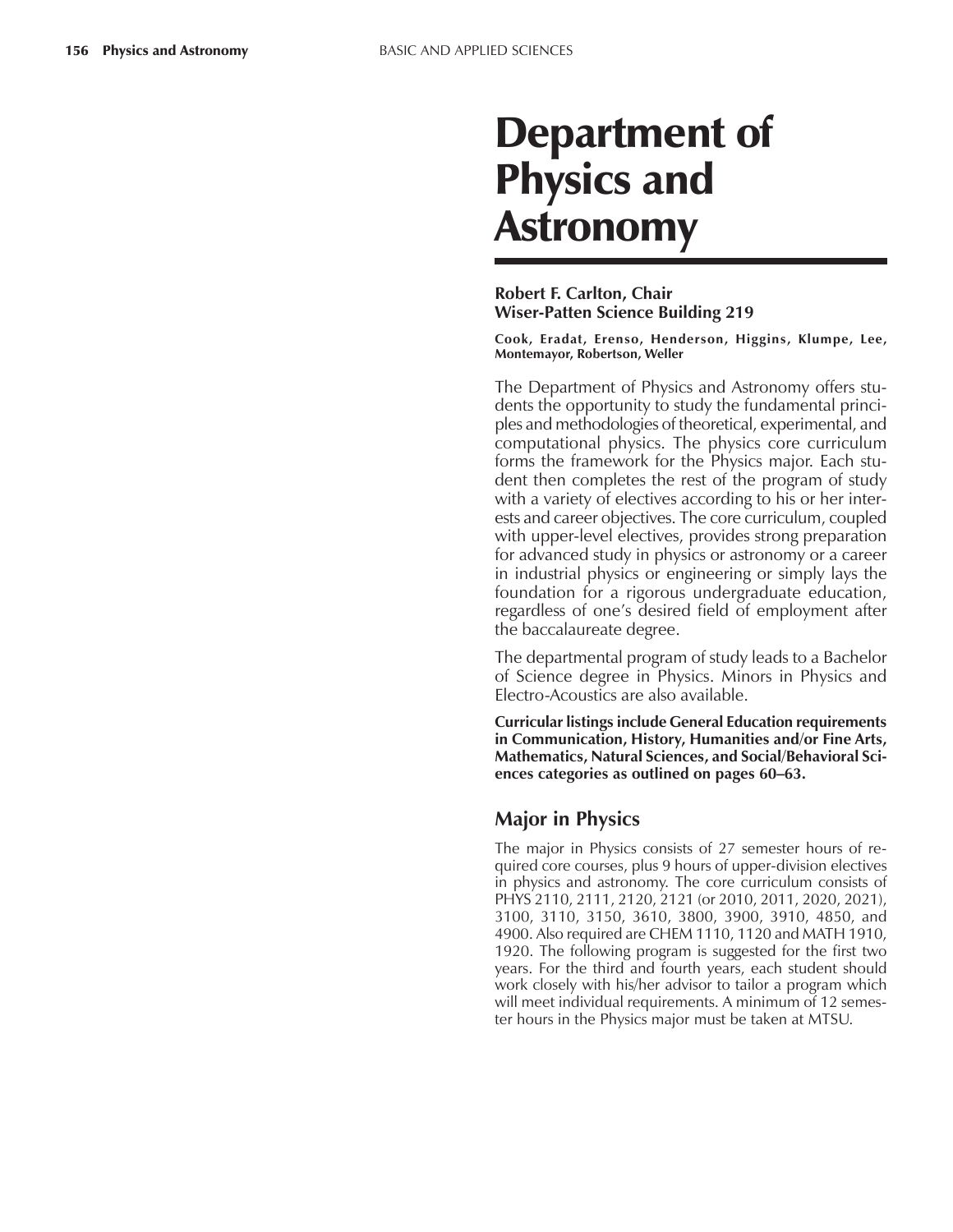# Department of Physics and Astronomy

**Robert F. Carlton, Chair**
**Wiser-Patten Science Building 219**

**Cook, Eradat, Erenso, Henderson, Higgins, Klumpe, Lee, Montemayor, Robertson, Weller**

The Department of Physics and Astronomy offers students the opportunity to study the fundamental principles and methodologies of theoretical, experimental, and computational physics. The physics core curriculum forms the framework for the Physics major. Each student then completes the rest of the program of study with a variety of electives according to his or her interests and career objectives. The core curriculum, coupled with upper-level electives, provides strong preparation for advanced study in physics or astronomy or a career in industrial physics or engineering or simply lays the foundation for a rigorous undergraduate education, regardless of one's desired field of employment after the baccalaureate degree.

The departmental program of study leads to a Bachelor of Science degree in Physics. Minors in Physics and Electro-Acoustics are also available.

**Curricular listings include General Education requirements in Communication, History, Humanities and/or Fine Arts, Mathematics, Natural Sciences, and Social/Behavioral Sciences categories as outlined on pages 60–63.**

## Major in Physics

The major in Physics consists of 27 semester hours of required core courses, plus 9 hours of upper-division electives in physics and astronomy. The core curriculum consists of PHYS 2110, 2111, 2120, 2121 (or 2010, 2011, 2020, 2021), 3100, 3110, 3150, 3610, 3800, 3900, 3910, 4850, and 4900. Also required are CHEM 1110, 1120 and MATH 1910, 1920. The following program is suggested for the first two years. For the third and fourth years, each student should work closely with his/her advisor to tailor a program which will meet individual requirements. A minimum of 12 semester hours in the Physics major must be taken at MTSU.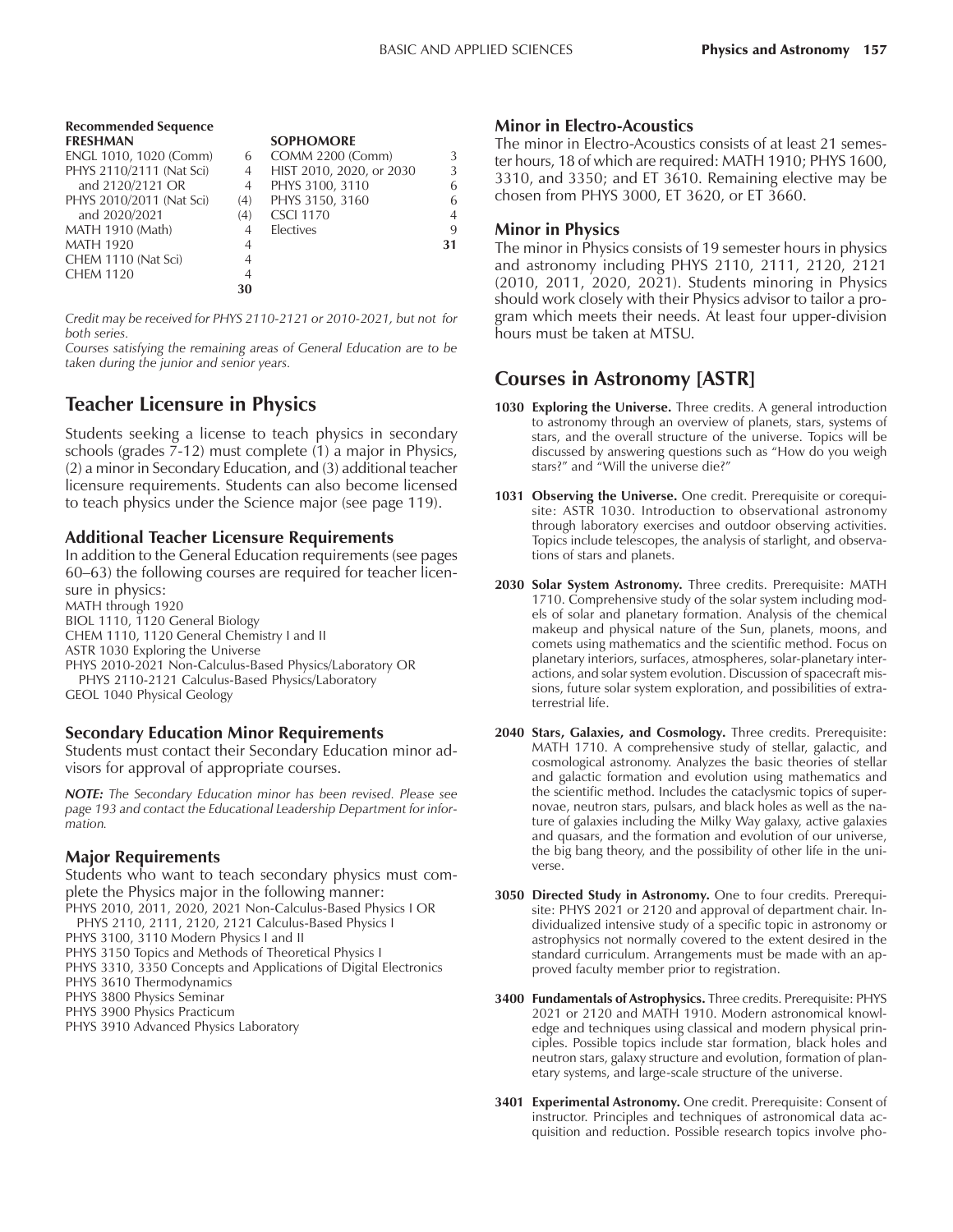**Recommended Sequence**

| FRESHMAN | | SOPHOMORE | |
|---|---|---|---|
| ENGL 1010, 1020 (Comm) | 6 | COMM 2200 (Comm) | 3 |
| PHYS 2110/2111 (Nat Sci) | 4 | HIST 2010, 2020, or 2030 | 3 |
| and 2120/2121 OR | 4 | PHYS 3100, 3110 | 6 |
| PHYS 2010/2011 (Nat Sci) | (4) | PHYS 3150, 3160 | 6 |
| and 2020/2021 | (4) | CSCI 1170 | 4 |
| MATH 1910 (Math) | 4 | Electives | 9 |
| MATH 1920 | 4 | | **31** |
| CHEM 1110 (Nat Sci) | 4 | | |
| CHEM 1120 | 4 | | |
| | **30** | | |

*Credit may be received for PHYS 2110-2121 or 2010-2021, but not for both series.*

*Courses satisfying the remaining areas of General Education are to be taken during the junior and senior years.*

## Teacher Licensure in Physics

Students seeking a license to teach physics in secondary schools (grades 7-12) must complete (1) a major in Physics, (2) a minor in Secondary Education, and (3) additional teacher licensure requirements. Students can also become licensed to teach physics under the Science major (see page 119).

### Additional Teacher Licensure Requirements

In addition to the General Education requirements (see pages 60–63) the following courses are required for teacher licensure in physics:

MATH through 1920
BIOL 1110, 1120 General Biology
CHEM 1110, 1120 General Chemistry I and II
ASTR 1030 Exploring the Universe
PHYS 2010-2021 Non-Calculus-Based Physics/Laboratory OR
PHYS 2110-2121 Calculus-Based Physics/Laboratory
GEOL 1040 Physical Geology

### Secondary Education Minor Requirements

Students must contact their Secondary Education minor advisors for approval of appropriate courses.

***NOTE:*** *The Secondary Education minor has been revised. Please see page 193 and contact the Educational Leadership Department for information.*

### Major Requirements

Students who want to teach secondary physics must complete the Physics major in the following manner:

PHYS 2010, 2011, 2020, 2021 Non-Calculus-Based Physics I OR
PHYS 2110, 2111, 2120, 2121 Calculus-Based Physics I
PHYS 3100, 3110 Modern Physics I and II
PHYS 3150 Topics and Methods of Theoretical Physics I
PHYS 3310, 3350 Concepts and Applications of Digital Electronics
PHYS 3610 Thermodynamics
PHYS 3800 Physics Seminar
PHYS 3900 Physics Practicum
PHYS 3910 Advanced Physics Laboratory

### Minor in Electro-Acoustics

The minor in Electro-Acoustics consists of at least 21 semester hours, 18 of which are required: MATH 1910; PHYS 1600, 3310, and 3350; and ET 3610. Remaining elective may be chosen from PHYS 3000, ET 3620, or ET 3660.

### Minor in Physics

The minor in Physics consists of 19 semester hours in physics and astronomy including PHYS 2110, 2111, 2120, 2121 (2010, 2011, 2020, 2021). Students minoring in Physics should work closely with their Physics advisor to tailor a program which meets their needs. At least four upper-division hours must be taken at MTSU.

## Courses in Astronomy [ASTR]

**1030 Exploring the Universe.** Three credits. A general introduction to astronomy through an overview of planets, stars, systems of stars, and the overall structure of the universe. Topics will be discussed by answering questions such as "How do you weigh stars?" and "Will the universe die?"

**1031 Observing the Universe.** One credit. Prerequisite or corequisite: ASTR 1030. Introduction to observational astronomy through laboratory exercises and outdoor observing activities. Topics include telescopes, the analysis of starlight, and observations of stars and planets.

**2030 Solar System Astronomy.** Three credits. Prerequisite: MATH 1710. Comprehensive study of the solar system including models of solar and planetary formation. Analysis of the chemical makeup and physical nature of the Sun, planets, moons, and comets using mathematics and the scientific method. Focus on planetary interiors, surfaces, atmospheres, solar-planetary interactions, and solar system evolution. Discussion of spacecraft missions, future solar system exploration, and possibilities of extraterrestrial life.

**2040 Stars, Galaxies, and Cosmology.** Three credits. Prerequisite: MATH 1710. A comprehensive study of stellar, galactic, and cosmological astronomy. Analyzes the basic theories of stellar and galactic formation and evolution using mathematics and the scientific method. Includes the cataclysmic topics of supernovae, neutron stars, pulsars, and black holes as well as the nature of galaxies including the Milky Way galaxy, active galaxies and quasars, and the formation and evolution of our universe, the big bang theory, and the possibility of other life in the universe.

**3050 Directed Study in Astronomy.** One to four credits. Prerequisite: PHYS 2021 or 2120 and approval of department chair. Individualized intensive study of a specific topic in astronomy or astrophysics not normally covered to the extent desired in the standard curriculum. Arrangements must be made with an approved faculty member prior to registration.

**3400 Fundamentals of Astrophysics.** Three credits. Prerequisite: PHYS 2021 or 2120 and MATH 1910. Modern astronomical knowledge and techniques using classical and modern physical principles. Possible topics include star formation, black holes and neutron stars, galaxy structure and evolution, formation of planetary systems, and large-scale structure of the universe.

**3401 Experimental Astronomy.** One credit. Prerequisite: Consent of instructor. Principles and techniques of astronomical data acquisition and reduction. Possible research topics involve pho-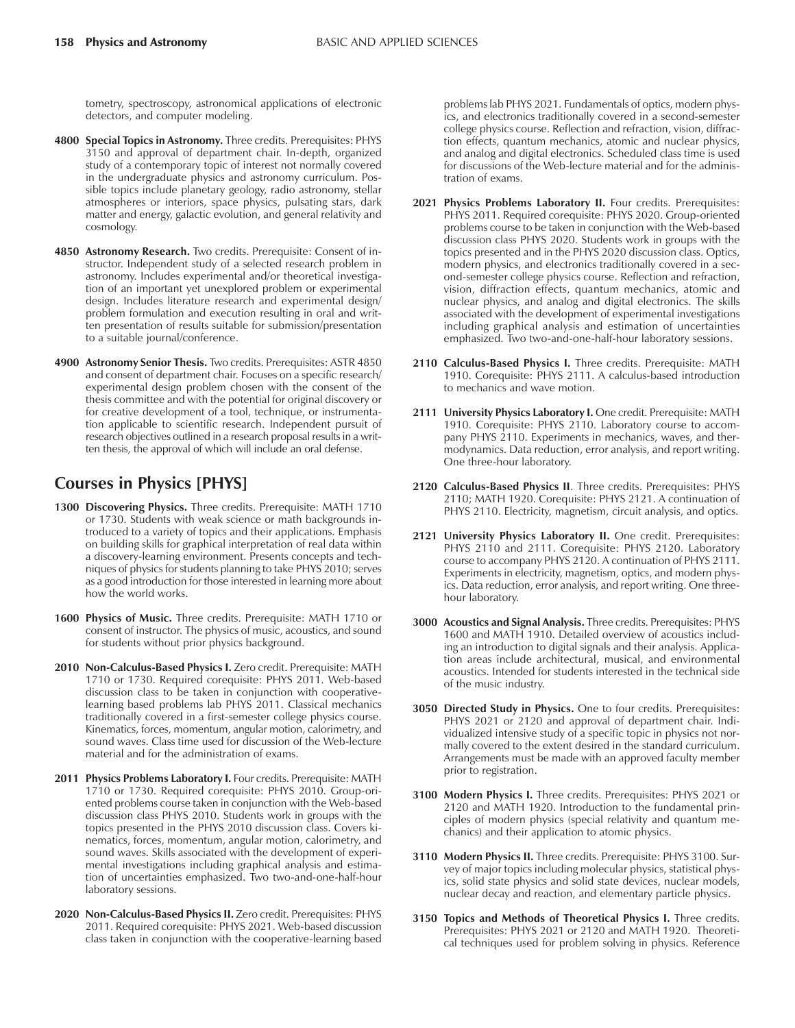tometry, spectroscopy, astronomical applications of electronic detectors, and computer modeling.

**4800 Special Topics in Astronomy.** Three credits. Prerequisites: PHYS 3150 and approval of department chair. In-depth, organized study of a contemporary topic of interest not normally covered in the undergraduate physics and astronomy curriculum. Possible topics include planetary geology, radio astronomy, stellar atmospheres or interiors, space physics, pulsating stars, dark matter and energy, galactic evolution, and general relativity and cosmology.

**4850 Astronomy Research.** Two credits. Prerequisite: Consent of instructor. Independent study of a selected research problem in astronomy. Includes experimental and/or theoretical investigation of an important yet unexplored problem or experimental design. Includes literature research and experimental design/problem formulation and execution resulting in oral and written presentation of results suitable for submission/presentation to a suitable journal/conference.

**4900 Astronomy Senior Thesis.** Two credits. Prerequisites: ASTR 4850 and consent of department chair. Focuses on a specific research/experimental design problem chosen with the consent of the thesis committee and with the potential for original discovery or for creative development of a tool, technique, or instrumentation applicable to scientific research. Independent pursuit of research objectives outlined in a research proposal results in a written thesis, the approval of which will include an oral defense.

## Courses in Physics [PHYS]

**1300 Discovering Physics.** Three credits. Prerequisite: MATH 1710 or 1730. Students with weak science or math backgrounds introduced to a variety of topics and their applications. Emphasis on building skills for graphical interpretation of real data within a discovery-learning environment. Presents concepts and techniques of physics for students planning to take PHYS 2010; serves as a good introduction for those interested in learning more about how the world works.

**1600 Physics of Music.** Three credits. Prerequisite: MATH 1710 or consent of instructor. The physics of music, acoustics, and sound for students without prior physics background.

**2010 Non-Calculus-Based Physics I.** Zero credit. Prerequisite: MATH 1710 or 1730. Required corequisite: PHYS 2011. Web-based discussion class to be taken in conjunction with cooperative-learning based problems lab PHYS 2011. Classical mechanics traditionally covered in a first-semester college physics course. Kinematics, forces, momentum, angular motion, calorimetry, and sound waves. Class time used for discussion of the Web-lecture material and for the administration of exams.

**2011 Physics Problems Laboratory I.** Four credits. Prerequisite: MATH 1710 or 1730. Required corequisite: PHYS 2010. Group-oriented problems course taken in conjunction with the Web-based discussion class PHYS 2010. Students work in groups with the topics presented in the PHYS 2010 discussion class. Covers kinematics, forces, momentum, angular motion, calorimetry, and sound waves. Skills associated with the development of experimental investigations including graphical analysis and estimation of uncertainties emphasized. Two two-and-one-half-hour laboratory sessions.

**2020 Non-Calculus-Based Physics II.** Zero credit. Prerequisites: PHYS 2011. Required corequisite: PHYS 2021. Web-based discussion class taken in conjunction with the cooperative-learning based problems lab PHYS 2021. Fundamentals of optics, modern physics, and electronics traditionally covered in a second-semester college physics course. Reflection and refraction, vision, diffraction effects, quantum mechanics, atomic and nuclear physics, and analog and digital electronics. Scheduled class time is used for discussions of the Web-lecture material and for the administration of exams.

**2021 Physics Problems Laboratory II.** Four credits. Prerequisites: PHYS 2011. Required corequisite: PHYS 2020. Group-oriented problems course to be taken in conjunction with the Web-based discussion class PHYS 2020. Students work in groups with the topics presented and in the PHYS 2020 discussion class. Optics, modern physics, and electronics traditionally covered in a second-semester college physics course. Reflection and refraction, vision, diffraction effects, quantum mechanics, atomic and nuclear physics, and analog and digital electronics. The skills associated with the development of experimental investigations including graphical analysis and estimation of uncertainties emphasized. Two two-and-one-half-hour laboratory sessions.

**2110 Calculus-Based Physics I.** Three credits. Prerequisite: MATH 1910. Corequisite: PHYS 2111. A calculus-based introduction to mechanics and wave motion.

**2111 University Physics Laboratory I.** One credit. Prerequisite: MATH 1910. Corequisite: PHYS 2110. Laboratory course to accompany PHYS 2110. Experiments in mechanics, waves, and thermodynamics. Data reduction, error analysis, and report writing. One three-hour laboratory.

**2120 Calculus-Based Physics II**. Three credits. Prerequisites: PHYS 2110; MATH 1920. Corequisite: PHYS 2121. A continuation of PHYS 2110. Electricity, magnetism, circuit analysis, and optics.

**2121 University Physics Laboratory II.** One credit. Prerequisites: PHYS 2110 and 2111. Corequisite: PHYS 2120. Laboratory course to accompany PHYS 2120. A continuation of PHYS 2111. Experiments in electricity, magnetism, optics, and modern physics. Data reduction, error analysis, and report writing. One three-hour laboratory.

**3000 Acoustics and Signal Analysis.** Three credits. Prerequisites: PHYS 1600 and MATH 1910. Detailed overview of acoustics including an introduction to digital signals and their analysis. Application areas include architectural, musical, and environmental acoustics. Intended for students interested in the technical side of the music industry.

**3050 Directed Study in Physics.** One to four credits. Prerequisites: PHYS 2021 or 2120 and approval of department chair. Individualized intensive study of a specific topic in physics not normally covered to the extent desired in the standard curriculum. Arrangements must be made with an approved faculty member prior to registration.

**3100 Modern Physics I.** Three credits. Prerequisites: PHYS 2021 or 2120 and MATH 1920. Introduction to the fundamental principles of modern physics (special relativity and quantum mechanics) and their application to atomic physics.

**3110 Modern Physics II.** Three credits. Prerequisite: PHYS 3100. Survey of major topics including molecular physics, statistical physics, solid state physics and solid state devices, nuclear models, nuclear decay and reaction, and elementary particle physics.

**3150 Topics and Methods of Theoretical Physics I.** Three credits. Prerequisites: PHYS 2021 or 2120 and MATH 1920. Theoretical techniques used for problem solving in physics. Reference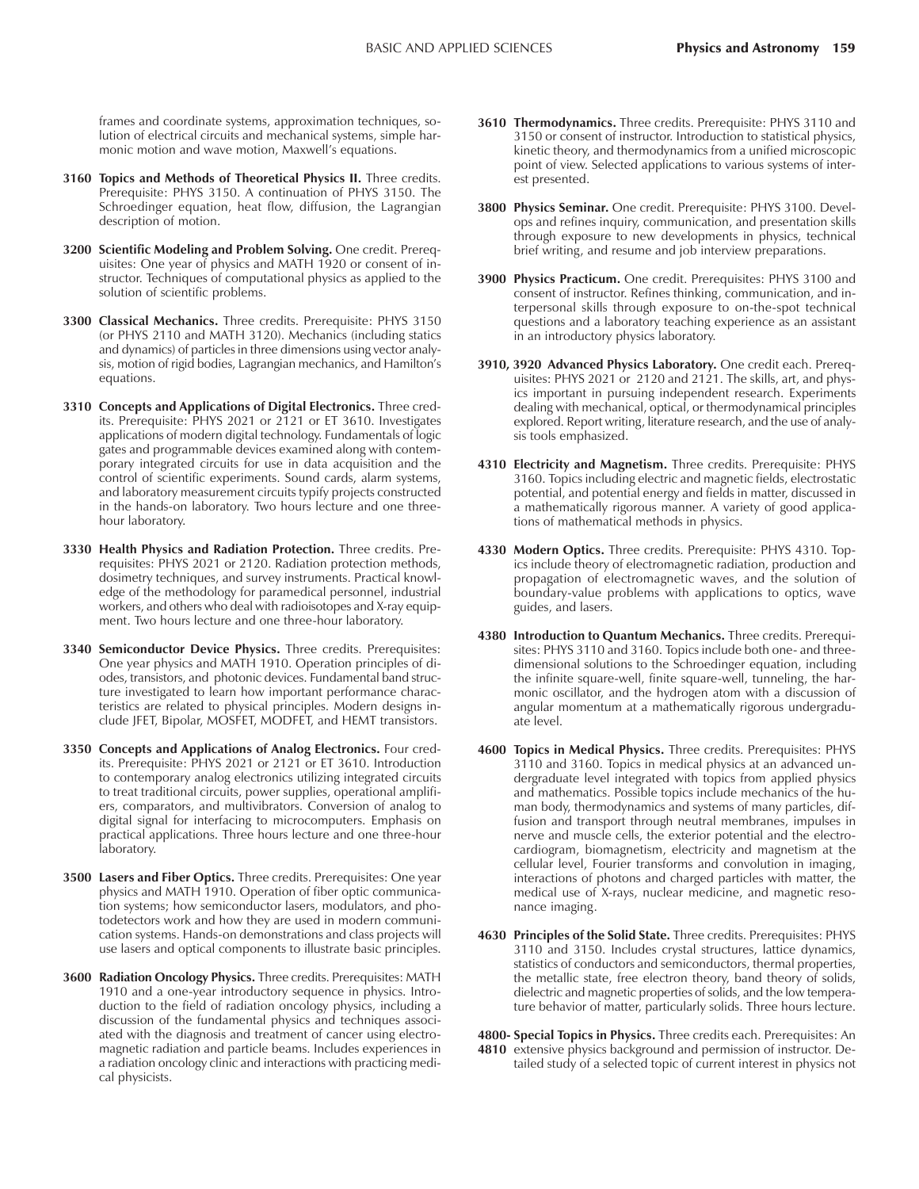frames and coordinate systems, approximation techniques, solution of electrical circuits and mechanical systems, simple harmonic motion and wave motion, Maxwell's equations.

**3160 Topics and Methods of Theoretical Physics II.** Three credits. Prerequisite: PHYS 3150. A continuation of PHYS 3150. The Schroedinger equation, heat flow, diffusion, the Lagrangian description of motion.

**3200 Scientific Modeling and Problem Solving.** One credit. Prerequisites: One year of physics and MATH 1920 or consent of instructor. Techniques of computational physics as applied to the solution of scientific problems.

**3300 Classical Mechanics.** Three credits. Prerequisite: PHYS 3150 (or PHYS 2110 and MATH 3120). Mechanics (including statics and dynamics) of particles in three dimensions using vector analysis, motion of rigid bodies, Lagrangian mechanics, and Hamilton's equations.

**3310 Concepts and Applications of Digital Electronics.** Three credits. Prerequisite: PHYS 2021 or 2121 or ET 3610. Investigates applications of modern digital technology. Fundamentals of logic gates and programmable devices examined along with contemporary integrated circuits for use in data acquisition and the control of scientific experiments. Sound cards, alarm systems, and laboratory measurement circuits typify projects constructed in the hands-on laboratory. Two hours lecture and one three-hour laboratory.

**3330 Health Physics and Radiation Protection.** Three credits. Prerequisites: PHYS 2021 or 2120. Radiation protection methods, dosimetry techniques, and survey instruments. Practical knowledge of the methodology for paramedical personnel, industrial workers, and others who deal with radioisotopes and X-ray equipment. Two hours lecture and one three-hour laboratory.

**3340 Semiconductor Device Physics.** Three credits. Prerequisites: One year physics and MATH 1910. Operation principles of diodes, transistors, and photonic devices. Fundamental band structure investigated to learn how important performance characteristics are related to physical principles. Modern designs include JFET, Bipolar, MOSFET, MODFET, and HEMT transistors.

**3350 Concepts and Applications of Analog Electronics.** Four credits. Prerequisite: PHYS 2021 or 2121 or ET 3610. Introduction to contemporary analog electronics utilizing integrated circuits to treat traditional circuits, power supplies, operational amplifiers, comparators, and multivibrators. Conversion of analog to digital signal for interfacing to microcomputers. Emphasis on practical applications. Three hours lecture and one three-hour laboratory.

**3500 Lasers and Fiber Optics.** Three credits. Prerequisites: One year physics and MATH 1910. Operation of fiber optic communication systems; how semiconductor lasers, modulators, and photodetectors work and how they are used in modern communication systems. Hands-on demonstrations and class projects will use lasers and optical components to illustrate basic principles.

**3600 Radiation Oncology Physics.** Three credits. Prerequisites: MATH 1910 and a one-year introductory sequence in physics. Introduction to the field of radiation oncology physics, including a discussion of the fundamental physics and techniques associated with the diagnosis and treatment of cancer using electromagnetic radiation and particle beams. Includes experiences in a radiation oncology clinic and interactions with practicing medical physicists.

**3610 Thermodynamics.** Three credits. Prerequisite: PHYS 3110 and 3150 or consent of instructor. Introduction to statistical physics, kinetic theory, and thermodynamics from a unified microscopic point of view. Selected applications to various systems of interest presented.

**3800 Physics Seminar.** One credit. Prerequisite: PHYS 3100. Develops and refines inquiry, communication, and presentation skills through exposure to new developments in physics, technical brief writing, and resume and job interview preparations.

**3900 Physics Practicum.** One credit. Prerequisites: PHYS 3100 and consent of instructor. Refines thinking, communication, and interpersonal skills through exposure to on-the-spot technical questions and a laboratory teaching experience as an assistant in an introductory physics laboratory.

**3910, 3920 Advanced Physics Laboratory.** One credit each. Prerequisites: PHYS 2021 or 2120 and 2121. The skills, art, and physics important in pursuing independent research. Experiments dealing with mechanical, optical, or thermodynamical principles explored. Report writing, literature research, and the use of analysis tools emphasized.

**4310 Electricity and Magnetism.** Three credits. Prerequisite: PHYS 3160. Topics including electric and magnetic fields, electrostatic potential, and potential energy and fields in matter, discussed in a mathematically rigorous manner. A variety of good applications of mathematical methods in physics.

**4330 Modern Optics.** Three credits. Prerequisite: PHYS 4310. Topics include theory of electromagnetic radiation, production and propagation of electromagnetic waves, and the solution of boundary-value problems with applications to optics, wave guides, and lasers.

**4380 Introduction to Quantum Mechanics.** Three credits. Prerequisites: PHYS 3110 and 3160. Topics include both one- and three-dimensional solutions to the Schroedinger equation, including the infinite square-well, finite square-well, tunneling, the harmonic oscillator, and the hydrogen atom with a discussion of angular momentum at a mathematically rigorous undergraduate level.

**4600 Topics in Medical Physics.** Three credits. Prerequisites: PHYS 3110 and 3160. Topics in medical physics at an advanced undergraduate level integrated with topics from applied physics and mathematics. Possible topics include mechanics of the human body, thermodynamics and systems of many particles, diffusion and transport through neutral membranes, impulses in nerve and muscle cells, the exterior potential and the electrocardiogram, biomagnetism, electricity and magnetism at the cellular level, Fourier transforms and convolution in imaging, interactions of photons and charged particles with matter, the medical use of X-rays, nuclear medicine, and magnetic resonance imaging.

**4630 Principles of the Solid State.** Three credits. Prerequisites: PHYS 3110 and 3150. Includes crystal structures, lattice dynamics, statistics of conductors and semiconductors, thermal properties, the metallic state, free electron theory, band theory of solids, dielectric and magnetic properties of solids, and the low temperature behavior of matter, particularly solids. Three hours lecture.

**4800-4810 Special Topics in Physics.** Three credits each. Prerequisites: An extensive physics background and permission of instructor. Detailed study of a selected topic of current interest in physics not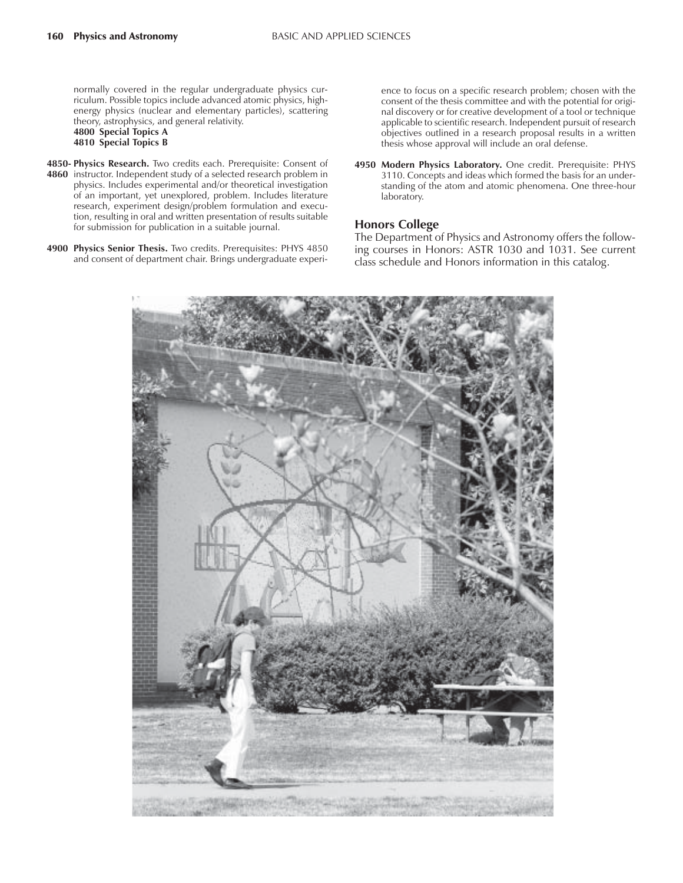normally covered in the regular undergraduate physics curriculum. Possible topics include advanced atomic physics, high-energy physics (nuclear and elementary particles), scattering theory, astrophysics, and general relativity.

**4800 Special Topics A**
**4810 Special Topics B**

**4850-4860 Physics Research.** Two credits each. Prerequisite: Consent of instructor. Independent study of a selected research problem in physics. Includes experimental and/or theoretical investigation of an important, yet unexplored, problem. Includes literature research, experiment design/problem formulation and execution, resulting in oral and written presentation of results suitable for submission for publication in a suitable journal.

**4900 Physics Senior Thesis.** Two credits. Prerequisites: PHYS 4850 and consent of department chair. Brings undergraduate experience to focus on a specific research problem; chosen with the consent of the thesis committee and with the potential for original discovery or for creative development of a tool or technique applicable to scientific research. Independent pursuit of research objectives outlined in a research proposal results in a written thesis whose approval will include an oral defense.

**4950 Modern Physics Laboratory.** One credit. Prerequisite: PHYS 3110. Concepts and ideas which formed the basis for an understanding of the atom and atomic phenomena. One three-hour laboratory.

## Honors College

The Department of Physics and Astronomy offers the following courses in Honors: ASTR 1030 and 1031. See current class schedule and Honors information in this catalog.